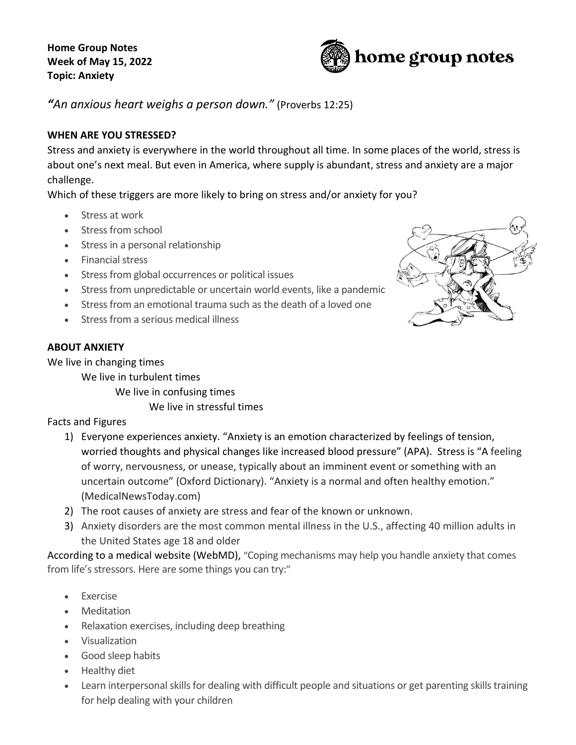**Home Group Notes**
**Week of May 15, 2022**
**Topic: Anxiety**

home group notes

*"An anxious heart weighs a person down."* (Proverbs 12:25)

**WHEN ARE YOU STRESSED?**

Stress and anxiety is everywhere in the world throughout all time. In some places of the world, stress is about one's next meal. But even in America, where supply is abundant, stress and anxiety are a major challenge.

Which of these triggers are more likely to bring on stress and/or anxiety for you?

- Stress at work
- Stress from school
- Stress in a personal relationship
- Financial stress
- Stress from global occurrences or political issues
- Stress from unpredictable or uncertain world events, like a pandemic
- Stress from an emotional trauma such as the death of a loved one
- Stress from a serious medical illness

**ABOUT ANXIETY**

We live in changing times
We live in turbulent times
We live in confusing times
We live in stressful times

Facts and Figures

1) Everyone experiences anxiety. "Anxiety is an emotion characterized by feelings of tension, worried thoughts and physical changes like increased blood pressure" (APA). Stress is "A feeling of worry, nervousness, or unease, typically about an imminent event or something with an uncertain outcome" (Oxford Dictionary). "Anxiety is a normal and often healthy emotion." (MedicalNewsToday.com)
2) The root causes of anxiety are stress and fear of the known or unknown.
3) Anxiety disorders are the most common mental illness in the U.S., affecting 40 million adults in the United States age 18 and older

According to a medical website (WebMD), "Coping mechanisms may help you handle anxiety that comes from life's stressors. Here are some things you can try:"

- Exercise
- Meditation
- Relaxation exercises, including deep breathing
- Visualization
- Good sleep habits
- Healthy diet
- Learn interpersonal skills for dealing with difficult people and situations or get parenting skills training for help dealing with your children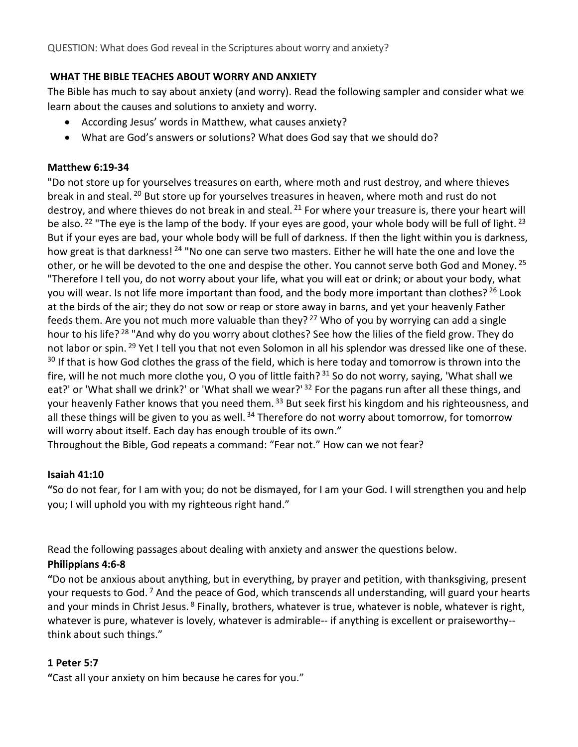QUESTION: What does God reveal in the Scriptures about worry and anxiety?

**WHAT THE BIBLE TEACHES ABOUT WORRY AND ANXIETY**

The Bible has much to say about anxiety (and worry). Read the following sampler and consider what we learn about the causes and solutions to anxiety and worry.

- According Jesus' words in Matthew, what causes anxiety?
- What are God's answers or solutions? What does God say that we should do?

**Matthew 6:19-34**

"Do not store up for yourselves treasures on earth, where moth and rust destroy, and where thieves break in and steal. [20] But store up for yourselves treasures in heaven, where moth and rust do not destroy, and where thieves do not break in and steal. [21] For where your treasure is, there your heart will be also. [22] "The eye is the lamp of the body. If your eyes are good, your whole body will be full of light. [23] But if your eyes are bad, your whole body will be full of darkness. If then the light within you is darkness, how great is that darkness! [24] "No one can serve two masters. Either he will hate the one and love the other, or he will be devoted to the one and despise the other. You cannot serve both God and Money. [25] "Therefore I tell you, do not worry about your life, what you will eat or drink; or about your body, what you will wear. Is not life more important than food, and the body more important than clothes? [26] Look at the birds of the air; they do not sow or reap or store away in barns, and yet your heavenly Father feeds them. Are you not much more valuable than they? [27] Who of you by worrying can add a single hour to his life? [28] "And why do you worry about clothes? See how the lilies of the field grow. They do not labor or spin. [29] Yet I tell you that not even Solomon in all his splendor was dressed like one of these. [30] If that is how God clothes the grass of the field, which is here today and tomorrow is thrown into the fire, will he not much more clothe you, O you of little faith? [31] So do not worry, saying, 'What shall we eat?' or 'What shall we drink?' or 'What shall we wear?' [32] For the pagans run after all these things, and your heavenly Father knows that you need them. [33] But seek first his kingdom and his righteousness, and all these things will be given to you as well. [34] Therefore do not worry about tomorrow, for tomorrow will worry about itself. Each day has enough trouble of its own."

Throughout the Bible, God repeats a command: "Fear not." How can we not fear?

**Isaiah 41:10**

"So do not fear, for I am with you; do not be dismayed, for I am your God. I will strengthen you and help you; I will uphold you with my righteous right hand."

Read the following passages about dealing with anxiety and answer the questions below.

**Philippians 4:6-8**

"Do not be anxious about anything, but in everything, by prayer and petition, with thanksgiving, present your requests to God. [7] And the peace of God, which transcends all understanding, will guard your hearts and your minds in Christ Jesus. [8] Finally, brothers, whatever is true, whatever is noble, whatever is right, whatever is pure, whatever is lovely, whatever is admirable-- if anything is excellent or praiseworthy-- think about such things."

**1 Peter 5:7**

"Cast all your anxiety on him because he cares for you."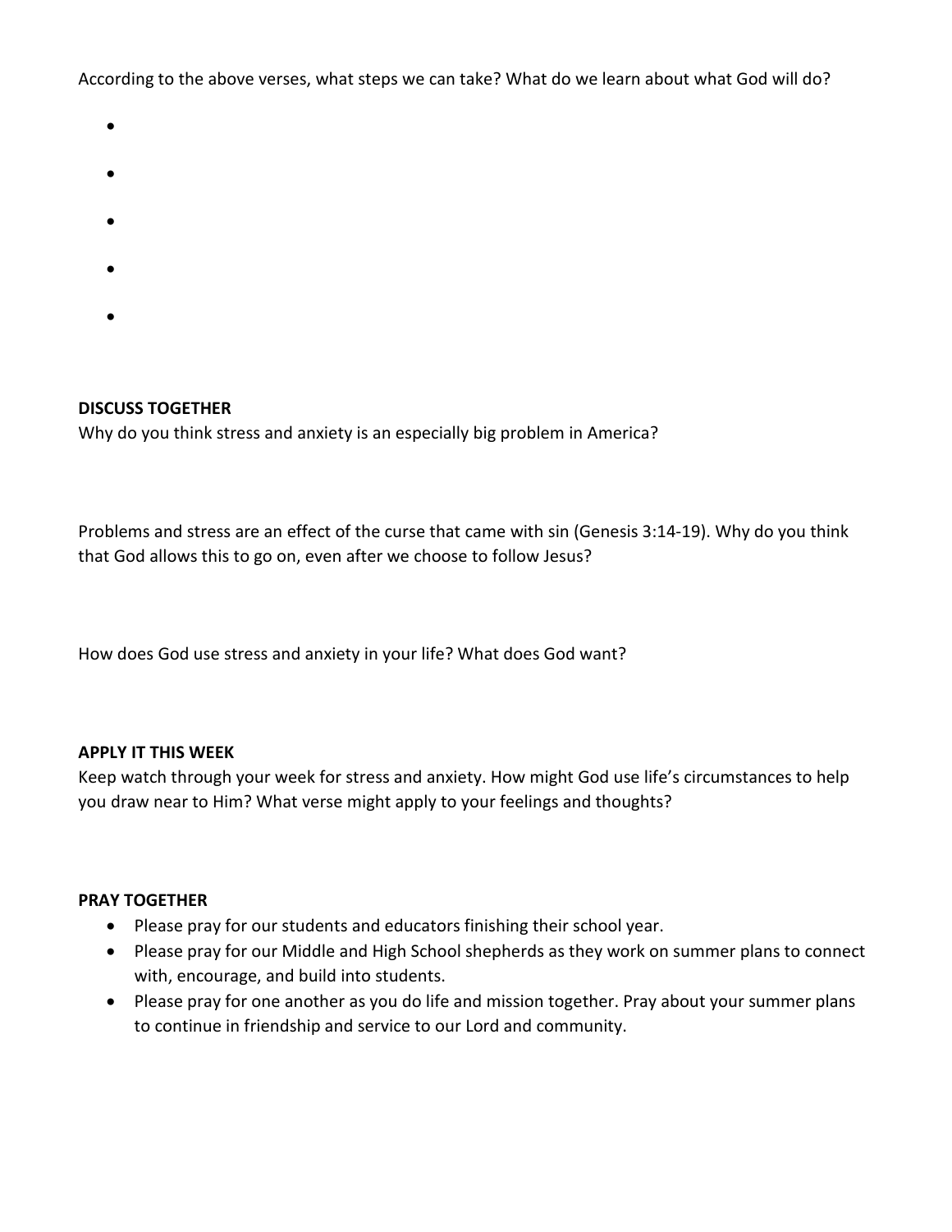According to the above verses, what steps we can take? What do we learn about what God will do?

- 
- 
- 
- 
- 

**DISCUSS TOGETHER**

Why do you think stress and anxiety is an especially big problem in America?

Problems and stress are an effect of the curse that came with sin (Genesis 3:14-19). Why do you think that God allows this to go on, even after we choose to follow Jesus?

How does God use stress and anxiety in your life? What does God want?

**APPLY IT THIS WEEK**

Keep watch through your week for stress and anxiety. How might God use life's circumstances to help you draw near to Him? What verse might apply to your feelings and thoughts?

**PRAY TOGETHER**

- Please pray for our students and educators finishing their school year.
- Please pray for our Middle and High School shepherds as they work on summer plans to connect with, encourage, and build into students.
- Please pray for one another as you do life and mission together. Pray about your summer plans to continue in friendship and service to our Lord and community.